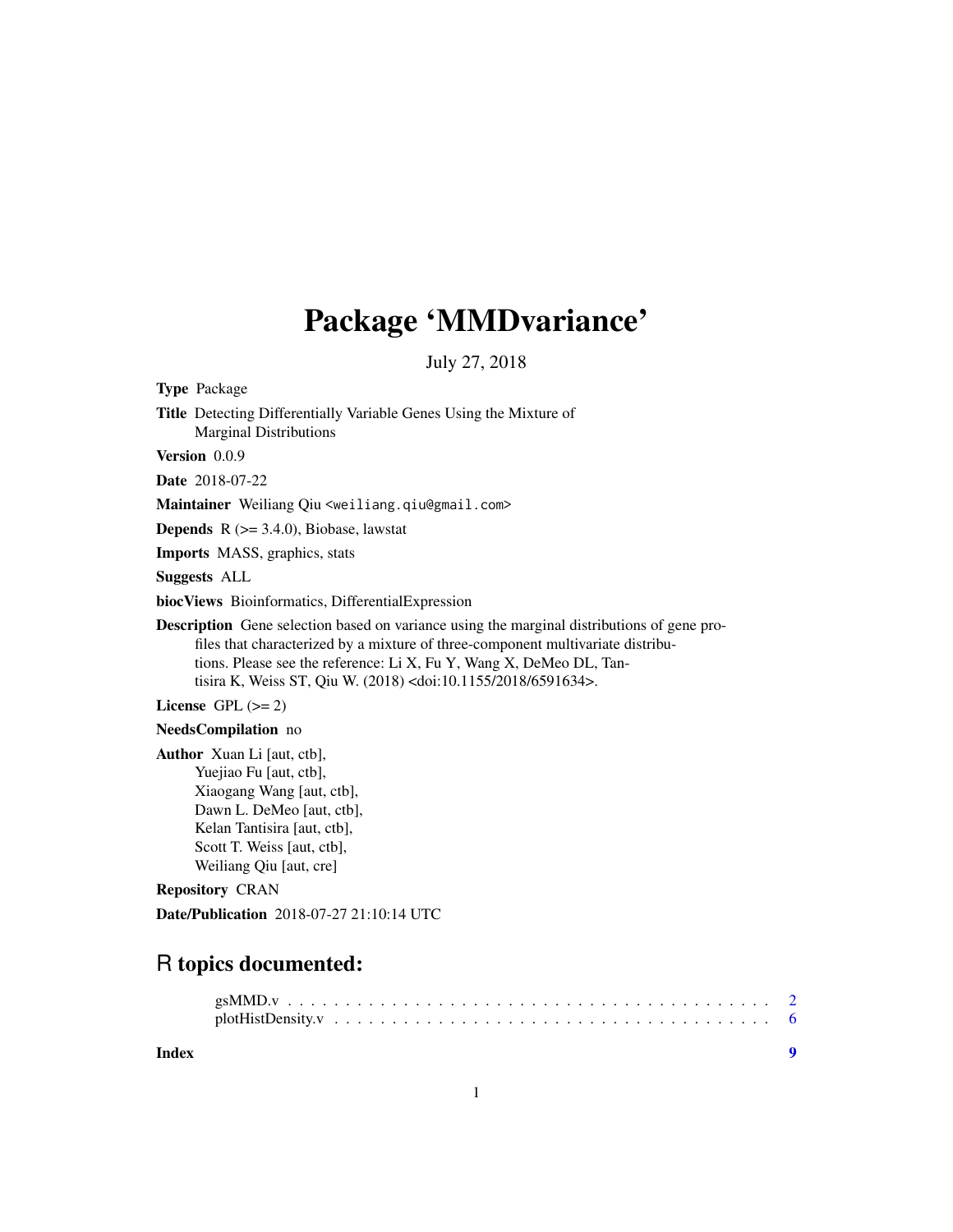# Package 'MMDvariance'

July 27, 2018

**Type** Package

**Title** Detecting Differentially Variable Genes Using the Mixture of Marginal Distributions

**Version** 0.0.9

**Date** 2018-07-22

**Maintainer** Weiliang Qiu <weiliang.qiu@gmail.com>

**Depends** R (>= 3.4.0), Biobase, lawstat

**Imports** MASS, graphics, stats

**Suggests** ALL

**biocViews** Bioinformatics, DifferentialExpression

**Description** Gene selection based on variance using the marginal distributions of gene profiles that characterized by a mixture of three-component multivariate distributions. Please see the reference: Li X, Fu Y, Wang X, DeMeo DL, Tantisira K, Weiss ST, Qiu W. (2018) <doi:10.1155/2018/6591634>.

**License** GPL (>= 2)

**NeedsCompilation** no

**Author** Xuan Li [aut, ctb],
Yuejiao Fu [aut, ctb],
Xiaogang Wang [aut, ctb],
Dawn L. DeMeo [aut, ctb],
Kelan Tantisira [aut, ctb],
Scott T. Weiss [aut, ctb],
Weiliang Qiu [aut, cre]

**Repository** CRAN

**Date/Publication** 2018-07-27 21:10:14 UTC

## R topics documented:

gsMMD.v . . . . . . . . . . . . . . . . . . . . . . . . . . . . . . . . . . . . . . . . 2
plotHistDensity.v . . . . . . . . . . . . . . . . . . . . . . . . . . . . . . . . . . . 6

**Index** **9**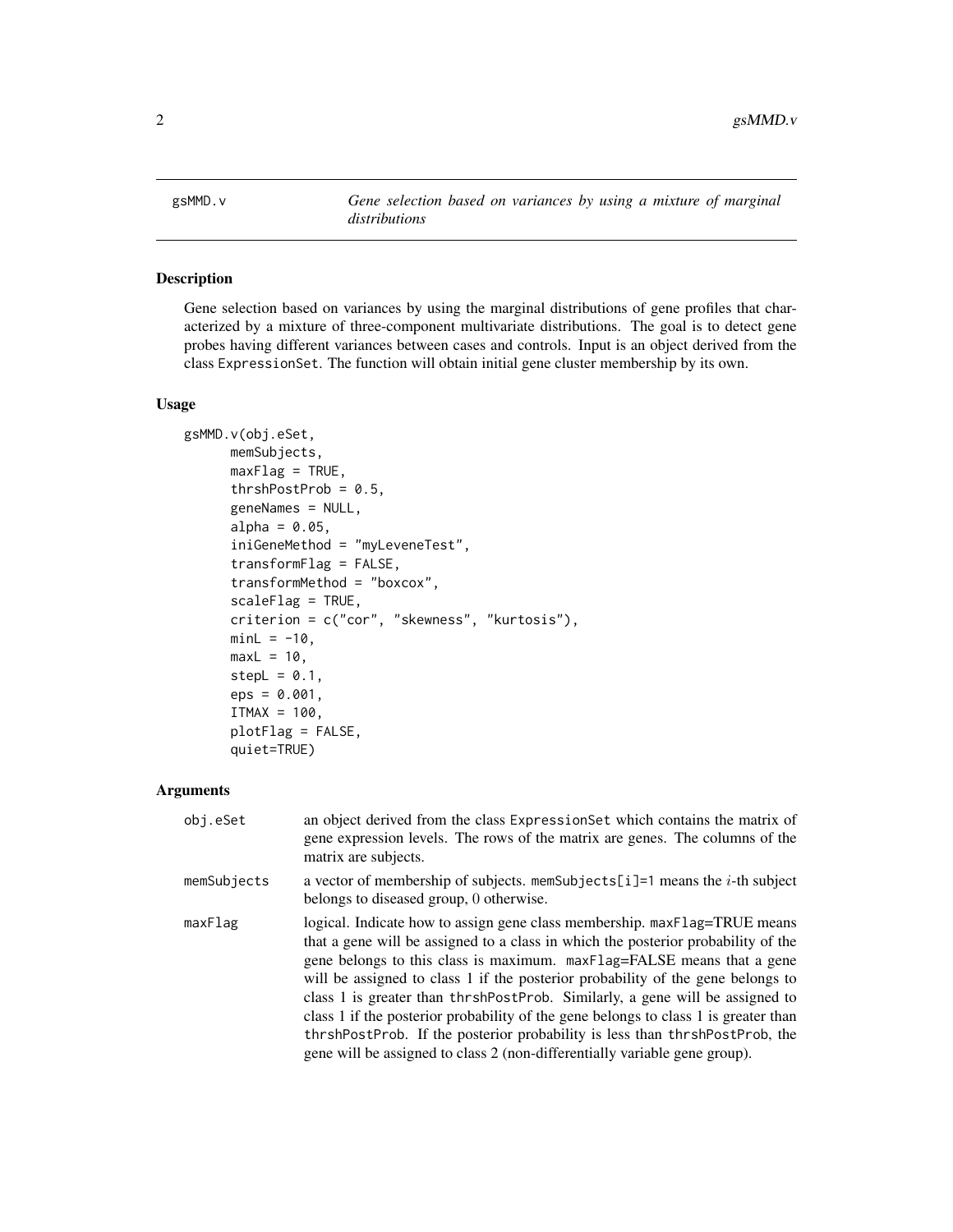# gsMMD.v — *Gene selection based on variances by using a mixture of marginal distributions*

## Description

Gene selection based on variances by using the marginal distributions of gene profiles that characterized by a mixture of three-component multivariate distributions. The goal is to detect gene probes having different variances between cases and controls. Input is an object derived from the class `ExpressionSet`. The function will obtain initial gene cluster membership by its own.

## Usage

```
gsMMD.v(obj.eSet,
      memSubjects,
      maxFlag = TRUE,
      thrshPostProb = 0.5,
      geneNames = NULL,
      alpha = 0.05,
      iniGeneMethod = "myLeveneTest",
      transformFlag = FALSE,
      transformMethod = "boxcox",
      scaleFlag = TRUE,
      criterion = c("cor", "skewness", "kurtosis"),
      minL = -10,
      maxL = 10,
      stepL = 0.1,
      eps = 0.001,
      ITMAX = 100,
      plotFlag = FALSE,
      quiet=TRUE)
```

## Arguments

| | |
|---|---|
| `obj.eSet` | an object derived from the class `ExpressionSet` which contains the matrix of gene expression levels. The rows of the matrix are genes. The columns of the matrix are subjects. |
| `memSubjects` | a vector of membership of subjects. `memSubjects[i]=1` means the $i$-th subject belongs to diseased group, 0 otherwise. |
| `maxFlag` | logical. Indicate how to assign gene class membership. `maxFlag`=TRUE means that a gene will be assigned to a class in which the posterior probability of the gene belongs to this class is maximum. `maxFlag`=FALSE means that a gene will be assigned to class 1 if the posterior probability of the gene belongs to class 1 is greater than `thrshPostProb`. Similarly, a gene will be assigned to class 1 if the posterior probability of the gene belongs to class 1 is greater than `thrshPostProb`. If the posterior probability is less than `thrshPostProb`, the gene will be assigned to class 2 (non-differentially variable gene group). |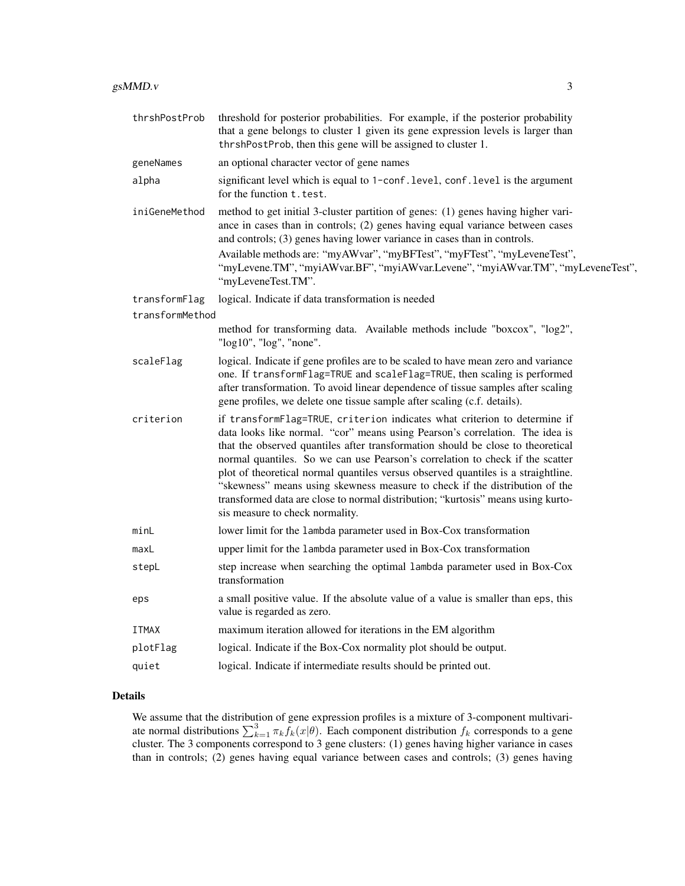| | |
|---|---|
| `thrshPostProb` | threshold for posterior probabilities. For example, if the posterior probability that a gene belongs to cluster 1 given its gene expression levels is larger than `thrshPostProb`, then this gene will be assigned to cluster 1. |
| `geneNames` | an optional character vector of gene names |
| `alpha` | significant level which is equal to `1-conf.level`, `conf.level` is the argument for the function `t.test`. |
| `iniGeneMethod` | method to get initial 3-cluster partition of genes: (1) genes having higher variance in cases than in controls; (2) genes having equal variance between cases and controls; (3) genes having lower variance in cases than in controls. Available methods are: "myAWvar", "myBFTest", "myFTest", "myLeveneTest", "myLevene.TM", "myiAWvar.BF", "myiAWvar.Levene", "myiAWvar.TM", "myLeveneTest", "myLeveneTest.TM". |
| `transformFlag` | logical. Indicate if data transformation is needed |
| `transformMethod` | method for transforming data. Available methods include "boxcox", "log2", "log10", "log", "none". |
| `scaleFlag` | logical. Indicate if gene profiles are to be scaled to have mean zero and variance one. If `transformFlag=TRUE` and `scaleFlag=TRUE`, then scaling is performed after transformation. To avoid linear dependence of tissue samples after scaling gene profiles, we delete one tissue sample after scaling (c.f. details). |
| `criterion` | if `transformFlag=TRUE`, `criterion` indicates what criterion to determine if data looks like normal. "cor" means using Pearson's correlation. The idea is that the observed quantiles after transformation should be close to theoretical normal quantiles. So we can use Pearson's correlation to check if the scatter plot of theoretical normal quantiles versus observed quantiles is a straightline. "skewness" means using skewness measure to check if the distribution of the transformed data are close to normal distribution; "kurtosis" means using kurtosis measure to check normality. |
| `minL` | lower limit for the `lambda` parameter used in Box-Cox transformation |
| `maxL` | upper limit for the `lambda` parameter used in Box-Cox transformation |
| `stepL` | step increase when searching the optimal `lambda` parameter used in Box-Cox transformation |
| `eps` | a small positive value. If the absolute value of a value is smaller than `eps`, this value is regarded as zero. |
| `ITMAX` | maximum iteration allowed for iterations in the EM algorithm |
| `plotFlag` | logical. Indicate if the Box-Cox normality plot should be output. |
| `quiet` | logical. Indicate if intermediate results should be printed out. |

## Details

We assume that the distribution of gene expression profiles is a mixture of 3-component multivariate normal distributions $\sum_{k=1}^{3} \pi_k f_k(x|\theta)$. Each component distribution $f_k$ corresponds to a gene cluster. The 3 components correspond to 3 gene clusters: (1) genes having higher variance in cases than in controls; (2) genes having equal variance between cases and controls; (3) genes having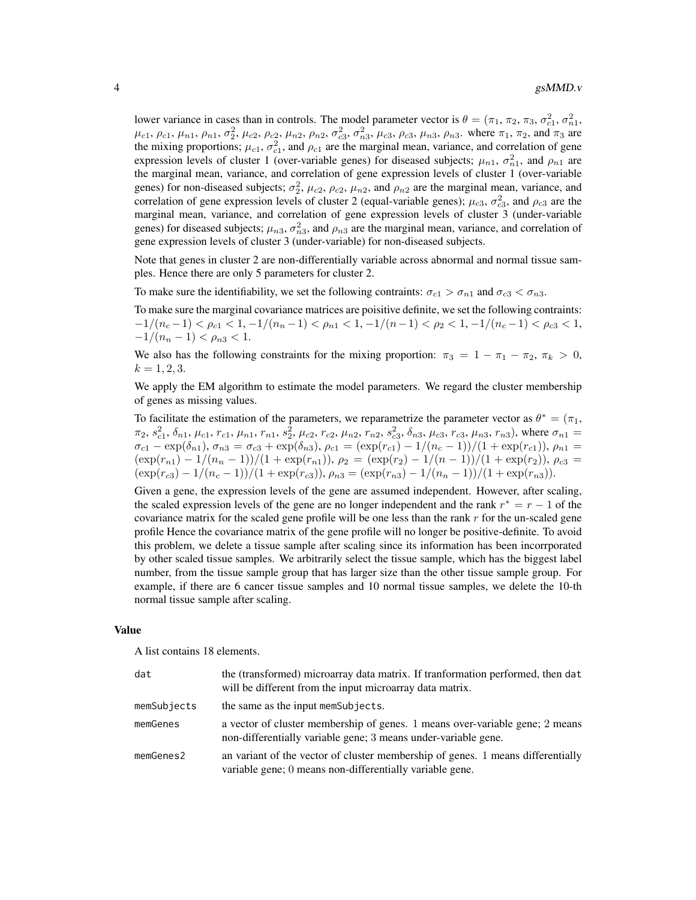lower variance in cases than in controls. The model parameter vector is $\theta = (\pi_1, \pi_2, \pi_3, \sigma_{c1}^2, \sigma_{n1}^2, \mu_{c1}, \rho_{c1}, \mu_{n1}, \rho_{n1}, \sigma_2^2, \mu_{c2}, \rho_{c2}, \mu_{n2}, \rho_{n2}, \sigma_{c3}^2, \sigma_{n3}^2, \mu_{c3}, \rho_{c3}, \mu_{n3}, \rho_{n3}$. where $\pi_1$, $\pi_2$, and $\pi_3$ are the mixing proportions; $\mu_{c1}$, $\sigma_{c1}^2$, and $\rho_{c1}$ are the marginal mean, variance, and correlation of gene expression levels of cluster 1 (over-variable genes) for diseased subjects; $\mu_{n1}$, $\sigma_{n1}^2$, and $\rho_{n1}$ are the marginal mean, variance, and correlation of gene expression levels of cluster 1 (over-variable genes) for non-diseased subjects; $\sigma_2^2$, $\mu_{c2}$, $\rho_{c2}$, $\mu_{n2}$, and $\rho_{n2}$ are the marginal mean, variance, and correlation of gene expression levels of cluster 2 (equal-variable genes); $\mu_{c3}$, $\sigma_{c3}^2$, and $\rho_{c3}$ are the marginal mean, variance, and correlation of gene expression levels of cluster 3 (under-variable genes) for diseased subjects; $\mu_{n3}$, $\sigma_{n3}^2$, and $\rho_{n3}$ are the marginal mean, variance, and correlation of gene expression levels of cluster 3 (under-variable) for non-diseased subjects.

Note that genes in cluster 2 are non-differentially variable across abnormal and normal tissue samples. Hence there are only 5 parameters for cluster 2.

To make sure the identifiability, we set the following contraints: $\sigma_{c1} > \sigma_{n1}$ and $\sigma_{c3} < \sigma_{n3}$.

To make sure the marginal covariance matrices are poisitive definite, we set the following contraints: $-1/(n_c - 1) < \rho_{c1} < 1$, $-1/(n_n - 1) < \rho_{n1} < 1$, $-1/(n - 1) < \rho_2 < 1$, $-1/(n_c - 1) < \rho_{c3} < 1$, $-1/(n_n - 1) < \rho_{n3} < 1$.

We also has the following constraints for the mixing proportion: $\pi_3 = 1 - \pi_1 - \pi_2$, $\pi_k > 0$, $k = 1, 2, 3$.

We apply the EM algorithm to estimate the model parameters. We regard the cluster membership of genes as missing values.

To facilitate the estimation of the parameters, we reparametrize the parameter vector as $\theta^* = (\pi_1, \pi_2, s_{c1}^2, \delta_{n1}, \mu_{c1}, r_{c1}, \mu_{n1}, r_{n1}, s_2^2, \mu_{c2}, r_{c2}, \mu_{n2}, r_{n2}, s_{c3}^2, \delta_{n3}, \mu_{c3}, r_{c3}, \mu_{n3}, r_{n3})$, where $\sigma_{n1} = \sigma_{c1} - \exp(\delta_{n1})$, $\sigma_{n3} = \sigma_{c3} + \exp(\delta_{n3})$, $\rho_{c1} = (\exp(r_{c1}) - 1/(n_c - 1))/(1 + \exp(r_{c1}))$, $\rho_{n1} = (\exp(r_{n1}) - 1/(n_n - 1))/(1 + \exp(r_{n1}))$, $\rho_2 = (\exp(r_2) - 1/(n - 1))/(1 + \exp(r_2))$, $\rho_{c3} = (\exp(r_{c3}) - 1/(n_c - 1))/(1 + \exp(r_{c3}))$, $\rho_{n3} = (\exp(r_{n3}) - 1/(n_n - 1))/(1 + \exp(r_{n3}))$.

Given a gene, the expression levels of the gene are assumed independent. However, after scaling, the scaled expression levels of the gene are no longer independent and the rank $r^* = r - 1$ of the covariance matrix for the scaled gene profile will be one less than the rank $r$ for the un-scaled gene profile Hence the covariance matrix of the gene profile will no longer be positive-definite. To avoid this problem, we delete a tissue sample after scaling since its information has been incorrporated by other scaled tissue samples. We arbitrarily select the tissue sample, which has the biggest label number, from the tissue sample group that has larger size than the other tissue sample group. For example, if there are 6 cancer tissue samples and 10 normal tissue samples, we delete the 10-th normal tissue sample after scaling.

### Value

A list contains 18 elements.

| | |
|---|---|
| dat | the (transformed) microarray data matrix. If tranformation performed, then dat will be different from the input microarray data matrix. |
| memSubjects | the same as the input memSubjects. |
| memGenes | a vector of cluster membership of genes. 1 means over-variable gene; 2 means non-differentially variable gene; 3 means under-variable gene. |
| memGenes2 | an variant of the vector of cluster membership of genes. 1 means differentially variable gene; 0 means non-differentially variable gene. |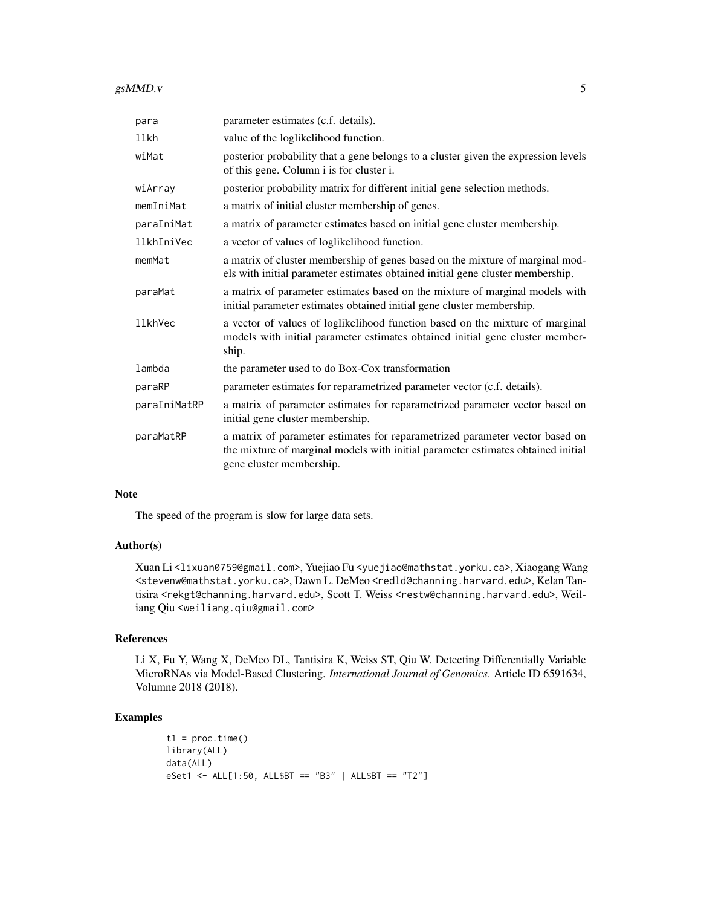| | |
|---|---|
| para | parameter estimates (c.f. details). |
| llkh | value of the loglikelihood function. |
| wiMat | posterior probability that a gene belongs to a cluster given the expression levels of this gene. Column i is for cluster i. |
| wiArray | posterior probability matrix for different initial gene selection methods. |
| memIniMat | a matrix of initial cluster membership of genes. |
| paraIniMat | a matrix of parameter estimates based on initial gene cluster membership. |
| llkhIniVec | a vector of values of loglikelihood function. |
| memMat | a matrix of cluster membership of genes based on the mixture of marginal models with initial parameter estimates obtained initial gene cluster membership. |
| paraMat | a matrix of parameter estimates based on the mixture of marginal models with initial parameter estimates obtained initial gene cluster membership. |
| llkhVec | a vector of values of loglikelihood function based on the mixture of marginal models with initial parameter estimates obtained initial gene cluster membership. |
| lambda | the parameter used to do Box-Cox transformation |
| paraRP | parameter estimates for reparametrized parameter vector (c.f. details). |
| paraIniMatRP | a matrix of parameter estimates for reparametrized parameter vector based on initial gene cluster membership. |
| paraMatRP | a matrix of parameter estimates for reparametrized parameter vector based on the mixture of marginal models with initial parameter estimates obtained initial gene cluster membership. |

### Note

The speed of the program is slow for large data sets.

### Author(s)

Xuan Li <lixuan0759@gmail.com>, Yuejiao Fu <yuejiao@mathstat.yorku.ca>, Xiaogang Wang <stevenw@mathstat.yorku.ca>, Dawn L. DeMeo <redld@channing.harvard.edu>, Kelan Tantisira <rekgt@channing.harvard.edu>, Scott T. Weiss <restw@channing.harvard.edu>, Weiliang Qiu <weiliang.qiu@gmail.com>

### References

Li X, Fu Y, Wang X, DeMeo DL, Tantisira K, Weiss ST, Qiu W. Detecting Differentially Variable MicroRNAs via Model-Based Clustering. *International Journal of Genomics*. Article ID 6591634, Volumne 2018 (2018).

### Examples

```
t1 = proc.time()
library(ALL)
data(ALL)
eSet1 <- ALL[1:50, ALL$BT == "B3" | ALL$BT == "T2"]
```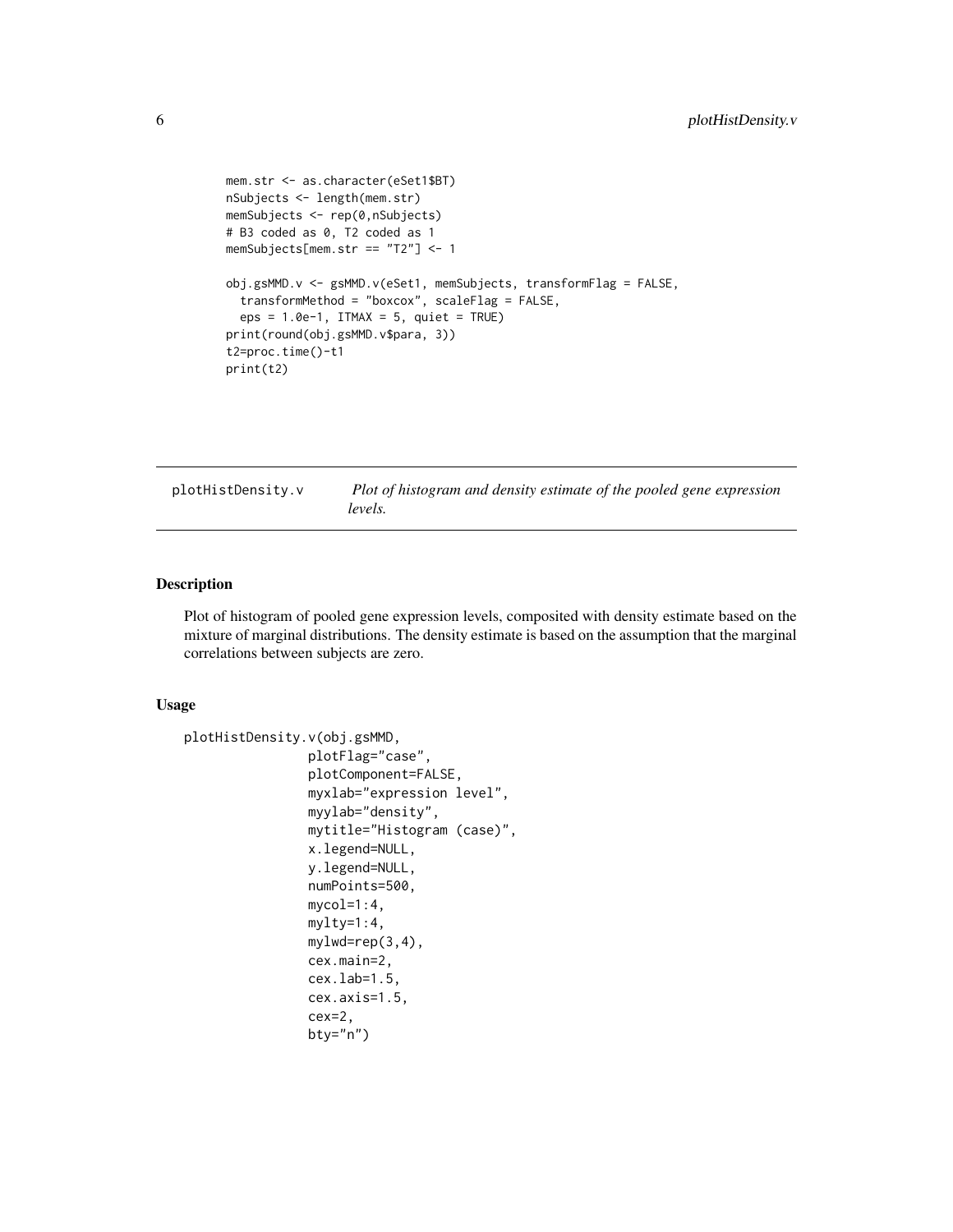```
mem.str <- as.character(eSet1$BT)
nSubjects <- length(mem.str)
memSubjects <- rep(0,nSubjects)
# B3 coded as 0, T2 coded as 1
memSubjects[mem.str == "T2"] <- 1

obj.gsMMD.v <- gsMMD.v(eSet1, memSubjects, transformFlag = FALSE,
  transformMethod = "boxcox", scaleFlag = FALSE,
  eps = 1.0e-1, ITMAX = 5, quiet = TRUE)
print(round(obj.gsMMD.v$para, 3))
t2=proc.time()-t1
print(t2)
```

## plotHistDensity.v    *Plot of histogram and density estimate of the pooled gene expression levels.*

### Description

Plot of histogram of pooled gene expression levels, composited with density estimate based on the mixture of marginal distributions. The density estimate is based on the assumption that the marginal correlations between subjects are zero.

### Usage

```
plotHistDensity.v(obj.gsMMD,
                plotFlag="case",
                plotComponent=FALSE,
                myxlab="expression level",
                myylab="density",
                mytitle="Histogram (case)",
                x.legend=NULL,
                y.legend=NULL,
                numPoints=500,
                mycol=1:4,
                mylty=1:4,
                mylwd=rep(3,4),
                cex.main=2,
                cex.lab=1.5,
                cex.axis=1.5,
                cex=2,
                bty="n")
```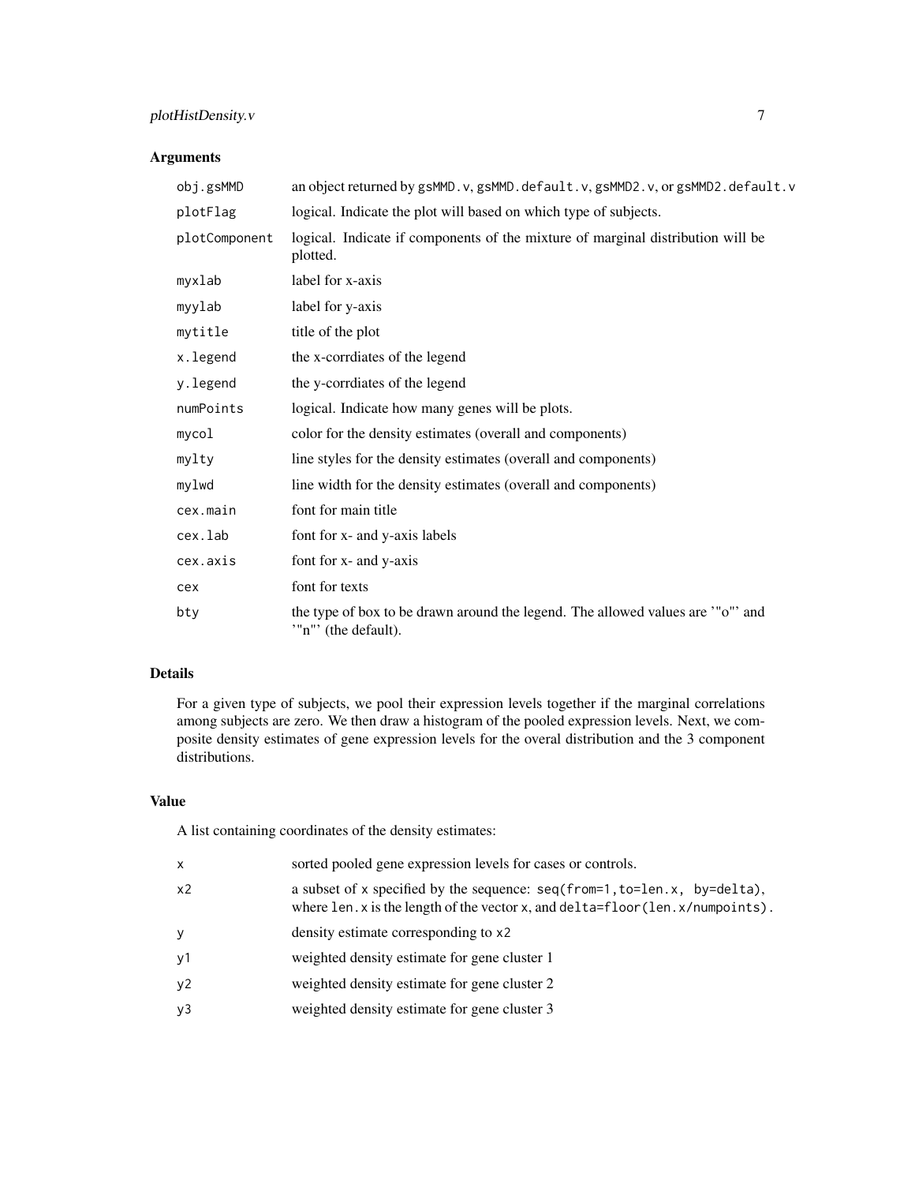## Arguments

| | |
|---|---|
| `obj.gsMMD` | an object returned by `gsMMD.v`, `gsMMD.default.v`, `gsMMD2.v`, or `gsMMD2.default.v` |
| `plotFlag` | logical. Indicate the plot will based on which type of subjects. |
| `plotComponent` | logical. Indicate if components of the mixture of marginal distribution will be plotted. |
| `myxlab` | label for x-axis |
| `myylab` | label for y-axis |
| `mytitle` | title of the plot |
| `x.legend` | the x-corrdiates of the legend |
| `y.legend` | the y-corrdiates of the legend |
| `numPoints` | logical. Indicate how many genes will be plots. |
| `mycol` | color for the density estimates (overall and components) |
| `mylty` | line styles for the density estimates (overall and components) |
| `mylwd` | line width for the density estimates (overall and components) |
| `cex.main` | font for main title |
| `cex.lab` | font for x- and y-axis labels |
| `cex.axis` | font for x- and y-axis |
| `cex` | font for texts |
| `bty` | the type of box to be drawn around the legend. The allowed values are '"o"' and '"n"' (the default). |

## Details

For a given type of subjects, we pool their expression levels together if the marginal correlations among subjects are zero. We then draw a histogram of the pooled expression levels. Next, we composite density estimates of gene expression levels for the overal distribution and the 3 component distributions.

## Value

A list containing coordinates of the density estimates:

| | |
|---|---|
| `x` | sorted pooled gene expression levels for cases or controls. |
| `x2` | a subset of `x` specified by the sequence: `seq(from=1,to=len.x, by=delta)`, where `len.x` is the length of the vector `x`, and `delta=floor(len.x/numpoints)`. |
| `y` | density estimate corresponding to `x2` |
| `y1` | weighted density estimate for gene cluster 1 |
| `y2` | weighted density estimate for gene cluster 2 |
| `y3` | weighted density estimate for gene cluster 3 |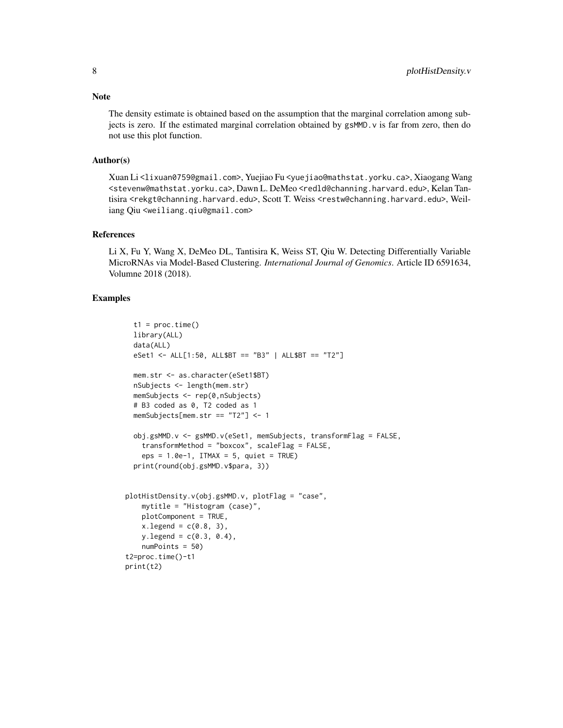## Note

The density estimate is obtained based on the assumption that the marginal correlation among subjects is zero. If the estimated marginal correlation obtained by gsMMD.v is far from zero, then do not use this plot function.

## Author(s)

Xuan Li <lixuan0759@gmail.com>, Yuejiao Fu <yuejiao@mathstat.yorku.ca>, Xiaogang Wang <stevenw@mathstat.yorku.ca>, Dawn L. DeMeo <redld@channing.harvard.edu>, Kelan Tantisira <rekgt@channing.harvard.edu>, Scott T. Weiss <restw@channing.harvard.edu>, Weiliang Qiu <weiliang.qiu@gmail.com>

## References

Li X, Fu Y, Wang X, DeMeo DL, Tantisira K, Weiss ST, Qiu W. Detecting Differentially Variable MicroRNAs via Model-Based Clustering. *International Journal of Genomics*. Article ID 6591634, Volumne 2018 (2018).

## Examples

```
  t1 = proc.time()
  library(ALL)
  data(ALL)
  eSet1 <- ALL[1:50, ALL$BT == "B3" | ALL$BT == "T2"]

  mem.str <- as.character(eSet1$BT)
  nSubjects <- length(mem.str)
  memSubjects <- rep(0,nSubjects)
  # B3 coded as 0, T2 coded as 1
  memSubjects[mem.str == "T2"] <- 1

  obj.gsMMD.v <- gsMMD.v(eSet1, memSubjects, transformFlag = FALSE,
    transformMethod = "boxcox", scaleFlag = FALSE,
    eps = 1.0e-1, ITMAX = 5, quiet = TRUE)
  print(round(obj.gsMMD.v$para, 3))


plotHistDensity.v(obj.gsMMD.v, plotFlag = "case",
    mytitle = "Histogram (case)",
    plotComponent = TRUE,
    x.legend = c(0.8, 3),
    y.legend = c(0.3, 0.4),
    numPoints = 50)
t2=proc.time()-t1
print(t2)
```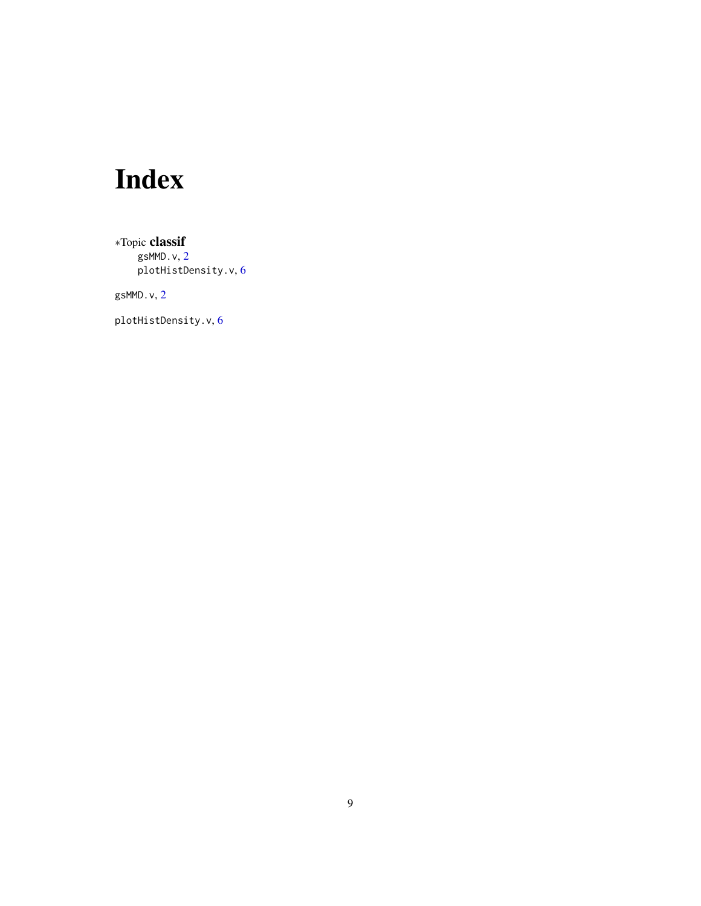# Index

∗Topic **classif**

    gsMMD.v, 2
    plotHistDensity.v, 6

gsMMD.v, 2

plotHistDensity.v, 6